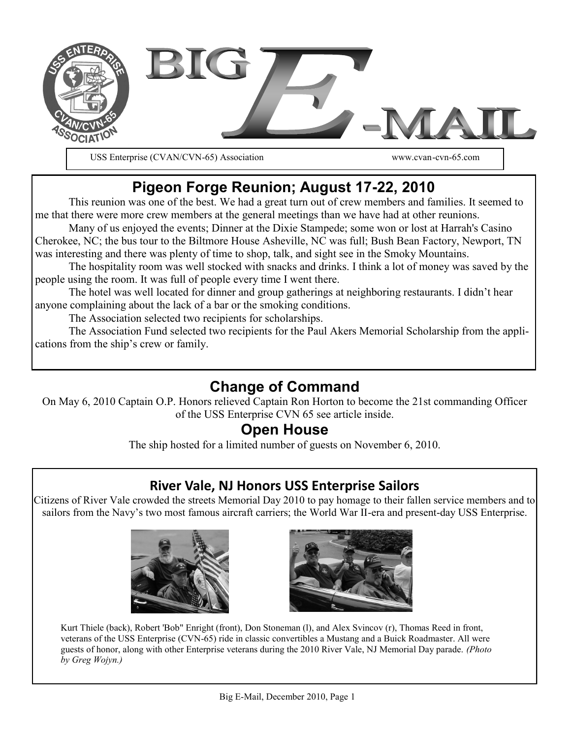# BIG E-MAIL

USS Enterprise (CVAN/CVN-65) Association www.cvan-cvn-65.com

## Pigeon Forge Reunion; August 17-22, 2010

This reunion was one of the best. We had a great turn out of crew members and families. It seemed to me that there were more crew members at the general meetings than we have had at other reunions.

Many of us enjoyed the events; Dinner at the Dixie Stampede; some won or lost at Harrah's Casino Cherokee, NC; the bus tour to the Biltmore House Asheville, NC was full; Bush Bean Factory, Newport, TN was interesting and there was plenty of time to shop, talk, and sight see in the Smoky Mountains.

The hospitality room was well stocked with snacks and drinks. I think a lot of money was saved by the people using the room. It was full of people every time I went there.

The hotel was well located for dinner and group gatherings at neighboring restaurants. I didn't hear anyone complaining about the lack of a bar or the smoking conditions.

The Association selected two recipients for scholarships.

The Association Fund selected two recipients for the Paul Akers Memorial Scholarship from the applications from the ship's crew or family.

## Change of Command

On May 6, 2010 Captain O.P. Honors relieved Captain Ron Horton to become the 21st commanding Officer of the USS Enterprise CVN 65 see article inside.

## Open House

The ship hosted for a limited number of guests on November 6, 2010.

## River Vale, NJ Honors USS Enterprise Sailors

Citizens of River Vale crowded the streets Memorial Day 2010 to pay homage to their fallen service members and to sailors from the Navy's two most famous aircraft carriers; the World War II-era and present-day USS Enterprise.

Kurt Thiele (back), Robert 'Bob" Enright (front), Don Stoneman (l), and Alex Svincov (r), Thomas Reed in front, veterans of the USS Enterprise (CVN-65) ride in classic convertibles a Mustang and a Buick Roadmaster. All were guests of honor, along with other Enterprise veterans during the 2010 River Vale, NJ Memorial Day parade. *(Photo by Greg Wojyn.)*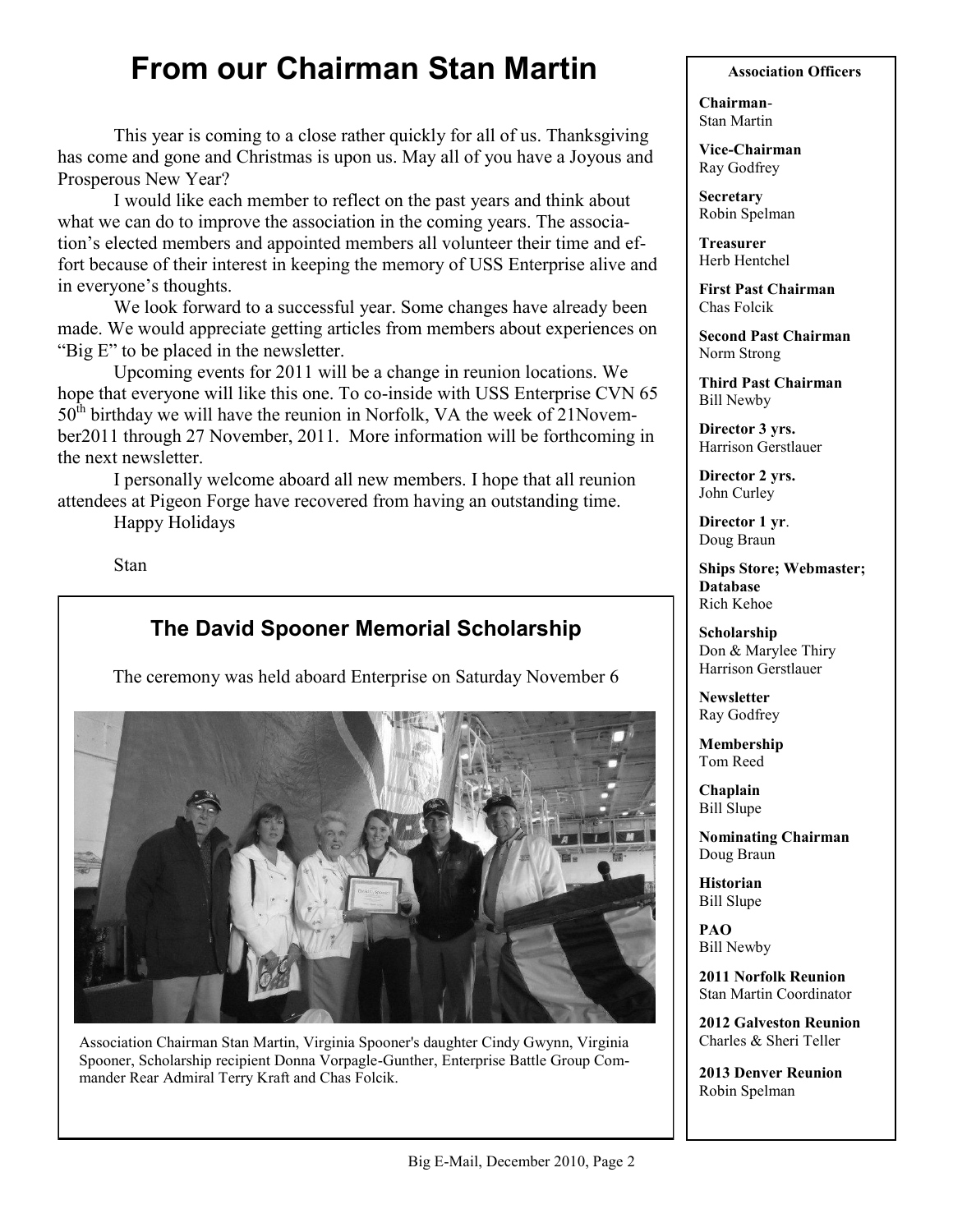# From our Chairman Stan Martin

This year is coming to a close rather quickly for all of us. Thanksgiving has come and gone and Christmas is upon us. May all of you have a Joyous and Prosperous New Year?

I would like each member to reflect on the past years and think about what we can do to improve the association in the coming years. The association's elected members and appointed members all volunteer their time and effort because of their interest in keeping the memory of USS Enterprise alive and in everyone's thoughts.

We look forward to a successful year. Some changes have already been made. We would appreciate getting articles from members about experiences on "Big E" to be placed in the newsletter.

Upcoming events for 2011 will be a change in reunion locations. We hope that everyone will like this one. To co-inside with USS Enterprise CVN 65 50th birthday we will have the reunion in Norfolk, VA the week of 21November2011 through 27 November, 2011. More information will be forthcoming in the next newsletter.

I personally welcome aboard all new members. I hope that all reunion attendees at Pigeon Forge have recovered from having an outstanding time.

Happy Holidays

Stan

## The David Spooner Memorial Scholarship

The ceremony was held aboard Enterprise on Saturday November 6

Association Chairman Stan Martin, Virginia Spooner's daughter Cindy Gwynn, Virginia Spooner, Scholarship recipient Donna Vorpagle-Gunther, Enterprise Battle Group Commander Rear Admiral Terry Kraft and Chas Folcik.

**Association Officers**

**Chairman**- Stan Martin

**Vice-Chairman** Ray Godfrey

**Secretary** Robin Spelman

**Treasurer** Herb Hentchel

**First Past Chairman** Chas Folcik

**Second Past Chairman** Norm Strong

**Third Past Chairman** Bill Newby

**Director 3 yrs.** Harrison Gerstlauer

**Director 2 yrs.** John Curley

**Director 1 yr**. Doug Braun

**Ships Store; Webmaster; Database** Rich Kehoe

**Scholarship** Don & Marylee Thiry, Harrison Gerstlauer

**Newsletter** Ray Godfrey

**Membership** Tom Reed

**Chaplain** Bill Slupe

**Nominating Chairman** Doug Braun

**Historian** Bill Slupe

**PAO** Bill Newby

**2011 Norfolk Reunion** Stan Martin Coordinator

**2012 Galveston Reunion** Charles & Sheri Teller

**2013 Denver Reunion** Robin Spelman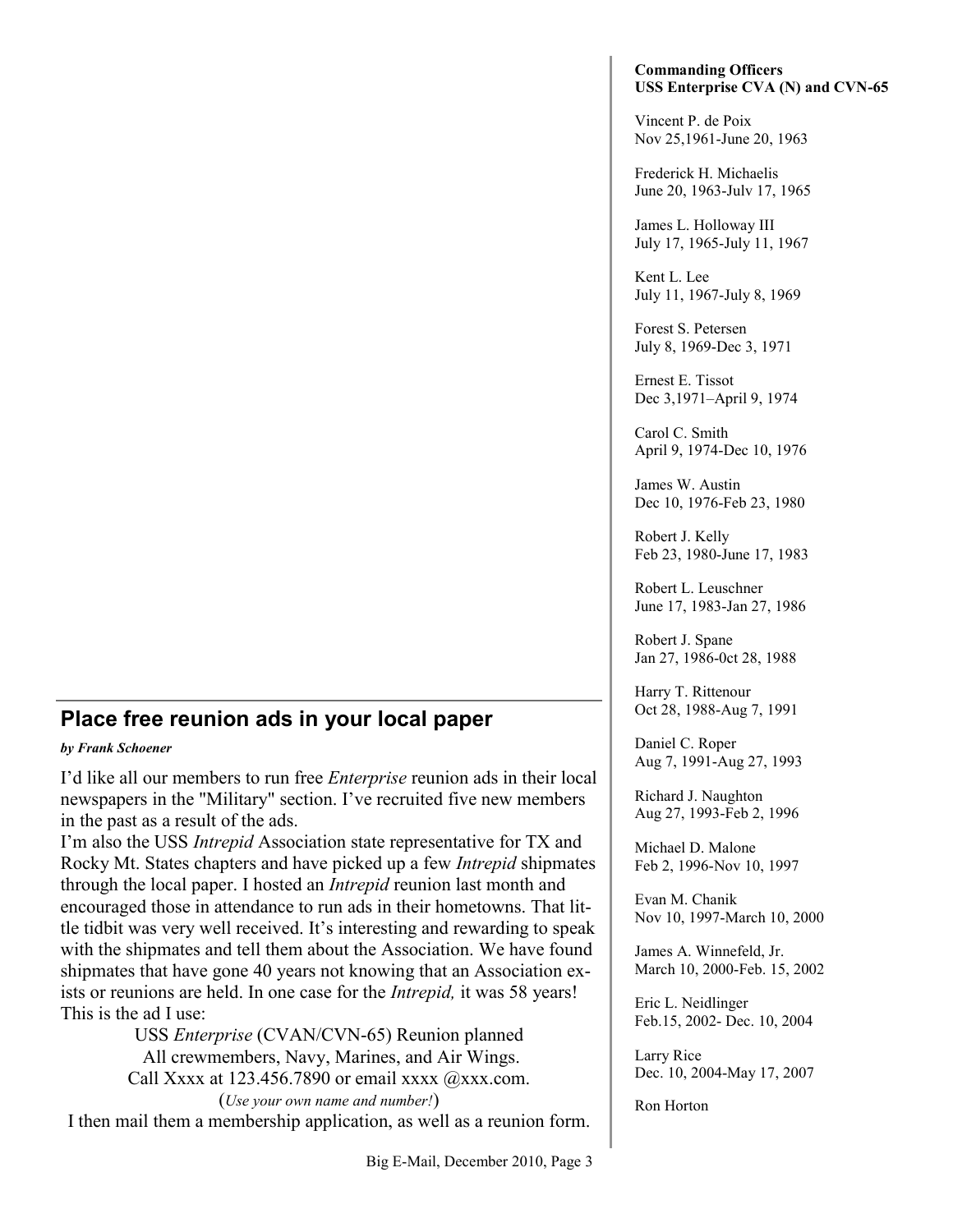## Place free reunion ads in your local paper

***by Frank Schoener***

I'd like all our members to run free *Enterprise* reunion ads in their local newspapers in the "Military" section. I've recruited five new members in the past as a result of the ads.

I'm also the USS *Intrepid* Association state representative for TX and Rocky Mt. States chapters and have picked up a few *Intrepid* shipmates through the local paper. I hosted an *Intrepid* reunion last month and encouraged those in attendance to run ads in their hometowns. That little tidbit was very well received. It's interesting and rewarding to speak with the shipmates and tell them about the Association. We have found shipmates that have gone 40 years not knowing that an Association exists or reunions are held. In one case for the *Intrepid,* it was 58 years! This is the ad I use:

USS *Enterprise* (CVAN/CVN-65) Reunion planned
All crewmembers, Navy, Marines, and Air Wings.
Call Xxxx at 123.456.7890 or email xxxx @xxx.com.
(*Use your own name and number!*)

I then mail them a membership application, as well as a reunion form.

**Commanding Officers**
**USS Enterprise CVA (N) and CVN-65**

Vincent P. de Poix
Nov 25,1961-June 20, 1963

Frederick H. Michaelis
June 20, 1963-July 17, 1965

James L. Holloway III
July 17, 1965-July 11, 1967

Kent L. Lee
July 11, 1967-July 8, 1969

Forest S. Petersen
July 8, 1969-Dec 3, 1971

Ernest E. Tissot
Dec 3,1971–April 9, 1974

Carol C. Smith
April 9, 1974-Dec 10, 1976

James W. Austin
Dec 10, 1976-Feb 23, 1980

Robert J. Kelly
Feb 23, 1980-June 17, 1983

Robert L. Leuschner
June 17, 1983-Jan 27, 1986

Robert J. Spane
Jan 27, 1986-0ct 28, 1988

Harry T. Rittenour
Oct 28, 1988-Aug 7, 1991

Daniel C. Roper
Aug 7, 1991-Aug 27, 1993

Richard J. Naughton
Aug 27, 1993-Feb 2, 1996

Michael D. Malone
Feb 2, 1996-Nov 10, 1997

Evan M. Chanik
Nov 10, 1997-March 10, 2000

James A. Winnefeld, Jr.
March 10, 2000-Feb. 15, 2002

Eric L. Neidlinger
Feb.15, 2002- Dec. 10, 2004

Larry Rice
Dec. 10, 2004-May 17, 2007

Ron Horton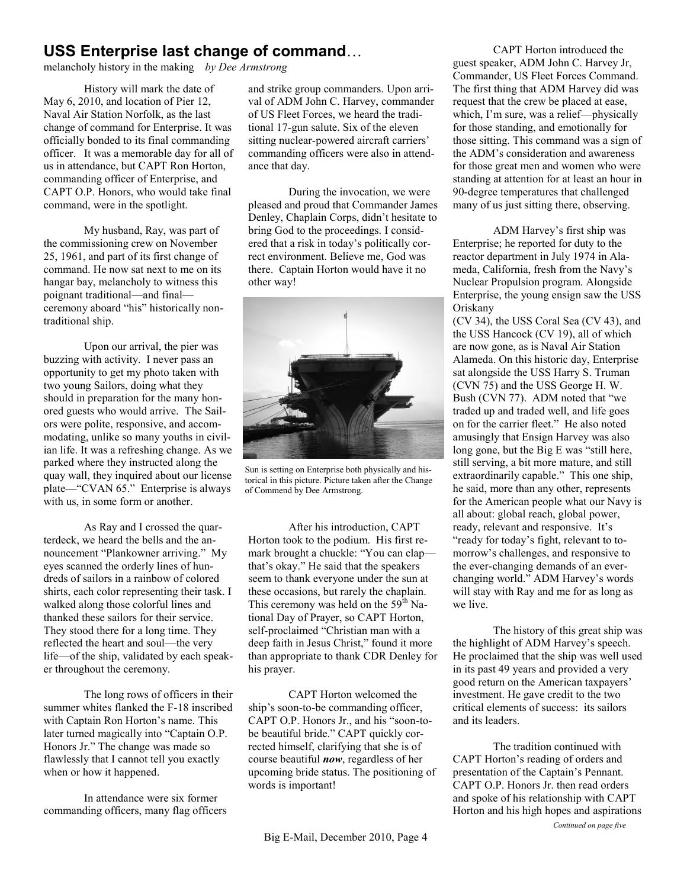## USS Enterprise last change of command…

melancholy history in the making *by Dee Armstrong*

History will mark the date of May 6, 2010, and location of Pier 12, Naval Air Station Norfolk, as the last change of command for Enterprise. It was officially bonded to its final commanding officer. It was a memorable day for all of us in attendance, but CAPT Ron Horton, commanding officer of Enterprise, and CAPT O.P. Honors, who would take final command, were in the spotlight.

My husband, Ray, was part of the commissioning crew on November 25, 1961, and part of its first change of command. He now sat next to me on its hangar bay, melancholy to witness this poignant traditional—and final—ceremony aboard "his" historically non-traditional ship.

Upon our arrival, the pier was buzzing with activity. I never pass an opportunity to get my photo taken with two young Sailors, doing what they should in preparation for the many honored guests who would arrive. The Sailors were polite, responsive, and accommodating, unlike so many youths in civilian life. It was a refreshing change. As we parked where they instructed along the quay wall, they inquired about our license plate—"CVAN 65." Enterprise is always with us, in some form or another.

As Ray and I crossed the quarterdeck, we heard the bells and the announcement "Plankowner arriving." My eyes scanned the orderly lines of hundreds of sailors in a rainbow of colored shirts, each color representing their task. I walked along those colorful lines and thanked these sailors for their service. They stood there for a long time. They reflected the heart and soul—the very life—of the ship, validated by each speaker throughout the ceremony.

The long rows of officers in their summer whites flanked the F-18 inscribed with Captain Ron Horton's name. This later turned magically into "Captain O.P. Honors Jr." The change was made so flawlessly that I cannot tell you exactly when or how it happened.

In attendance were six former commanding officers, many flag officers and strike group commanders. Upon arrival of ADM John C. Harvey, commander of US Fleet Forces, we heard the traditional 17-gun salute. Six of the eleven sitting nuclear-powered aircraft carriers' commanding officers were also in attendance that day.

During the invocation, we were pleased and proud that Commander James Denley, Chaplain Corps, didn't hesitate to bring God to the proceedings. I considered that a risk in today's politically correct environment. Believe me, God was there. Captain Horton would have it no other way!

Sun is setting on Enterprise both physically and historical in this picture. Picture taken after the Change of Commend by Dee Armstrong.

After his introduction, CAPT Horton took to the podium. His first remark brought a chuckle: "You can clap—that's okay." He said that the speakers seem to thank everyone under the sun at these occasions, but rarely the chaplain. This ceremony was held on the 59th National Day of Prayer, so CAPT Horton, self-proclaimed "Christian man with a deep faith in Jesus Christ," found it more than appropriate to thank CDR Denley for his prayer.

CAPT Horton welcomed the ship's soon-to-be commanding officer, CAPT O.P. Honors Jr., and his "soon-to-be beautiful bride." CAPT quickly corrected himself, clarifying that she is of course beautiful ***now***, regardless of her upcoming bride status. The positioning of words is important!

CAPT Horton introduced the guest speaker, ADM John C. Harvey Jr, Commander, US Fleet Forces Command. The first thing that ADM Harvey did was request that the crew be placed at ease, which, I'm sure, was a relief—physically for those standing, and emotionally for those sitting. This command was a sign of the ADM's consideration and awareness for those great men and women who were standing at attention for at least an hour in 90-degree temperatures that challenged many of us just sitting there, observing.

ADM Harvey's first ship was Enterprise; he reported for duty to the reactor department in July 1974 in Alameda, California, fresh from the Navy's Nuclear Propulsion program. Alongside Enterprise, the young ensign saw the USS Oriskany (CV 34), the USS Coral Sea (CV 43), and the USS Hancock (CV 19), all of which are now gone, as is Naval Air Station Alameda. On this historic day, Enterprise sat alongside the USS Harry S. Truman (CVN 75) and the USS George H. W. Bush (CVN 77). ADM noted that "we traded up and traded well, and life goes on for the carrier fleet." He also noted amusingly that Ensign Harvey was also long gone, but the Big E was "still here, still serving, a bit more mature, and still extraordinarily capable." This one ship, he said, more than any other, represents for the American people what our Navy is all about: global reach, global power, ready, relevant and responsive. It's "ready for today's fight, relevant to tomorrow's challenges, and responsive to the ever-changing demands of an ever-changing world." ADM Harvey's words will stay with Ray and me for as long as we live.

The history of this great ship was the highlight of ADM Harvey's speech. He proclaimed that the ship was well used in its past 49 years and provided a very good return on the American taxpayers' investment. He gave credit to the two critical elements of success: its sailors and its leaders.

The tradition continued with CAPT Horton's reading of orders and presentation of the Captain's Pennant. CAPT O.P. Honors Jr. then read orders and spoke of his relationship with CAPT Horton and his high hopes and aspirations

*Continued on page five*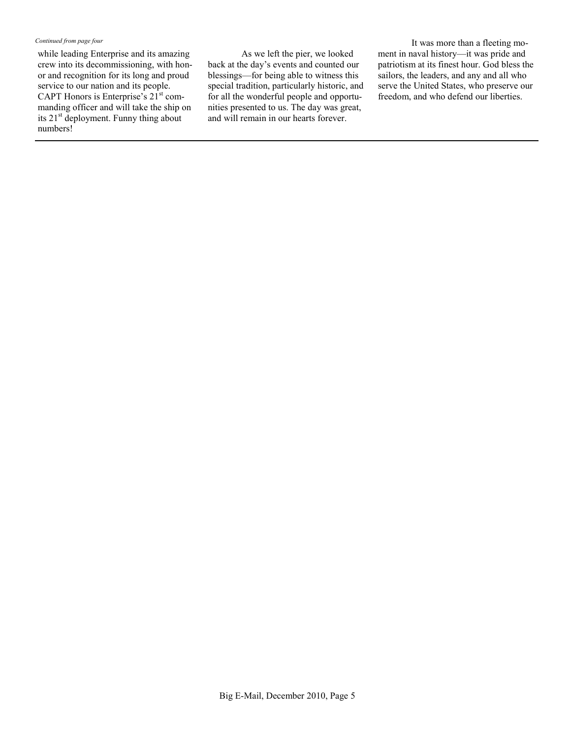*Continued from page four*

while leading Enterprise and its amazing crew into its decommissioning, with honor and recognition for its long and proud service to our nation and its people. CAPT Honors is Enterprise's 21st commanding officer and will take the ship on its 21st deployment. Funny thing about numbers!

As we left the pier, we looked back at the day's events and counted our blessings—for being able to witness this special tradition, particularly historic, and for all the wonderful people and opportunities presented to us. The day was great, and will remain in our hearts forever.

It was more than a fleeting moment in naval history—it was pride and patriotism at its finest hour. God bless the sailors, the leaders, and any and all who serve the United States, who preserve our freedom, and who defend our liberties.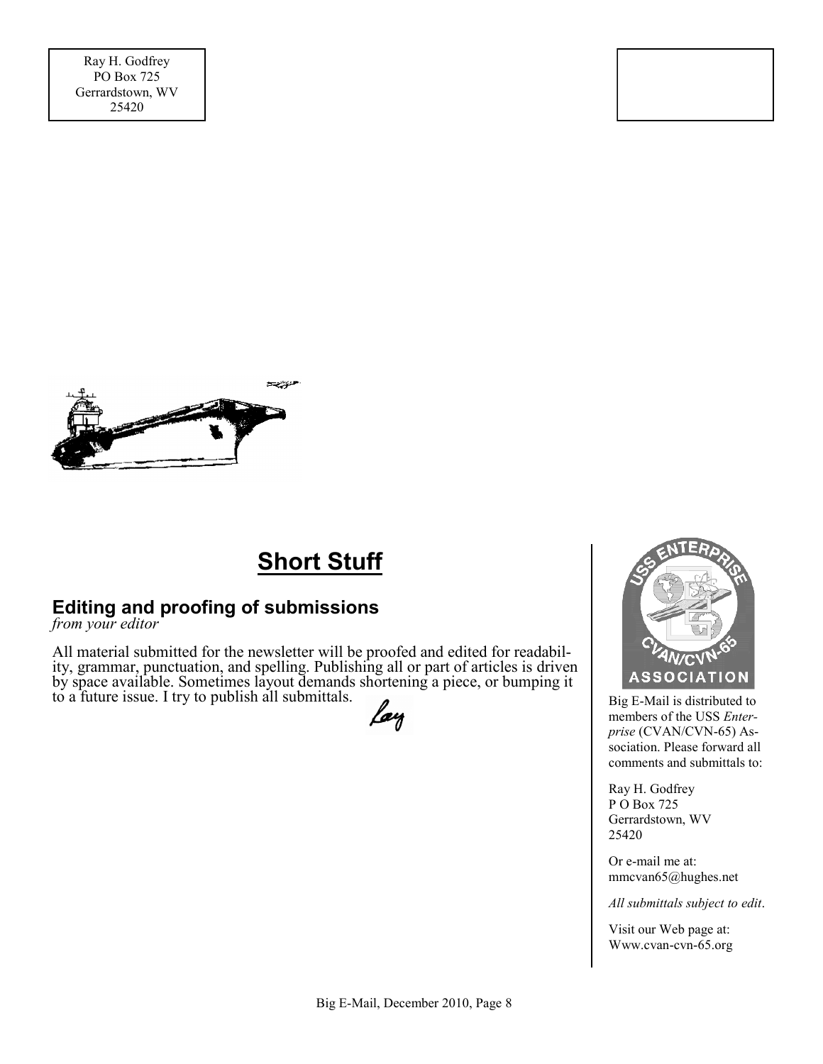Ray H. Godfrey
PO Box 725
Gerrardstown, WV
25420

# Short Stuff

## Editing and proofing of submissions

*from your editor*

All material submitted for the newsletter will be proofed and edited for readability, grammar, punctuation, and spelling. Publishing all or part of articles is driven by space available. Sometimes layout demands shortening a piece, or bumping it to a future issue. I try to publish all submittals.

Ray

Big E-Mail is distributed to members of the USS *Enterprise* (CVAN/CVN-65) Association. Please forward all comments and submittals to:

Ray H. Godfrey
P O Box 725
Gerrardstown, WV
25420

Or e-mail me at:
mmcvan65@hughes.net

*All submittals subject to edit*.

Visit our Web page at:
Www.cvan-cvn-65.org

Big E-Mail, December 2010, Page 8